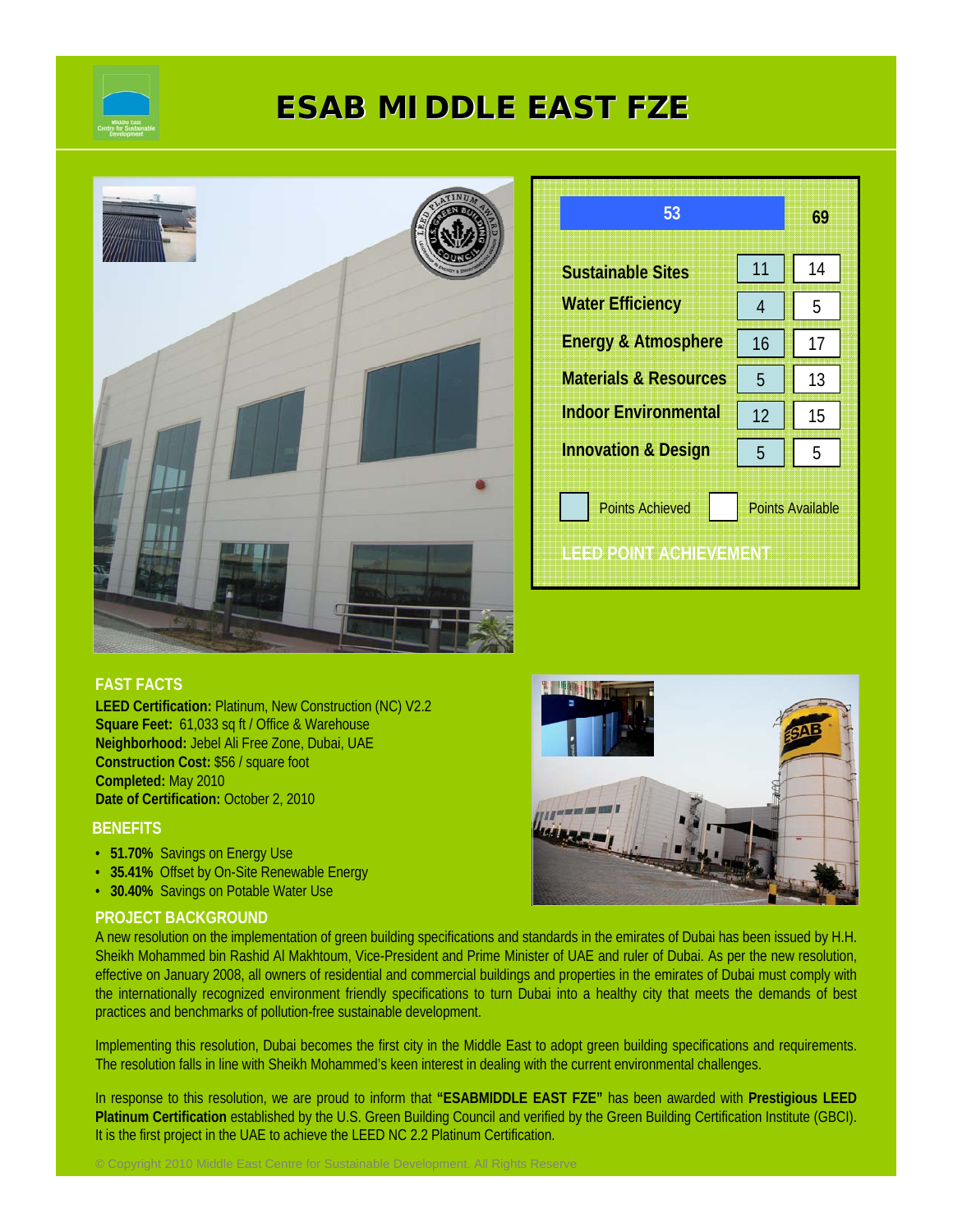# ESAB MI DDLE EAST FZE

| LEED POINT ACHIEVEMENT | Points Achieved | Points Available |
|---|---|---|
| Total | 53 | 69 |
| Sustainable Sites | 11 | 14 |
| Water Efficiency | 4 | 5 |
| Energy & Atmosphere | 16 | 17 |
| Materials & Resources | 5 | 13 |
| Indoor Environmental | 12 | 15 |
| Innovation & Design | 5 | 5 |

## FAST FACTS

**LEED Certification:** Platinum, New Construction (NC) V2.2
**Square Feet:** 61,033 sq ft / Office & Warehouse
**Neighborhood:** Jebel Ali Free Zone, Dubai, UAE
**Construction Cost:** $56 / square foot
**Completed:** May 2010
**Date of Certification:** October 2, 2010

## BENEFITS

- **51.70%** Savings on Energy Use
- **35.41%** Offset by On-Site Renewable Energy
- **30.40%** Savings on Potable Water Use

## PROJECT BACKGROUND

A new resolution on the implementation of green building specifications and standards in the emirates of Dubai has been issued by H.H. Sheikh Mohammed bin Rashid Al Makhtoum, Vice-President and Prime Minister of UAE and ruler of Dubai. As per the new resolution, effective on January 2008, all owners of residential and commercial buildings and properties in the emirates of Dubai must comply with the internationally recognized environment friendly specifications to turn Dubai into a healthy city that meets the demands of best practices and benchmarks of pollution-free sustainable development.

Implementing this resolution, Dubai becomes the first city in the Middle East to adopt green building specifications and requirements. The resolution falls in line with Sheikh Mohammed's keen interest in dealing with the current environmental challenges.

In response to this resolution, we are proud to inform that **"ESABMIDDLE EAST FZE"** has been awarded with **Prestigious LEED Platinum Certification** established by the U.S. Green Building Council and verified by the Green Building Certification Institute (GBCI). It is the first project in the UAE to achieve the LEED NC 2.2 Platinum Certification.

© Copyright 2010 Middle East Centre for Sustainable Development. All Rights Reserve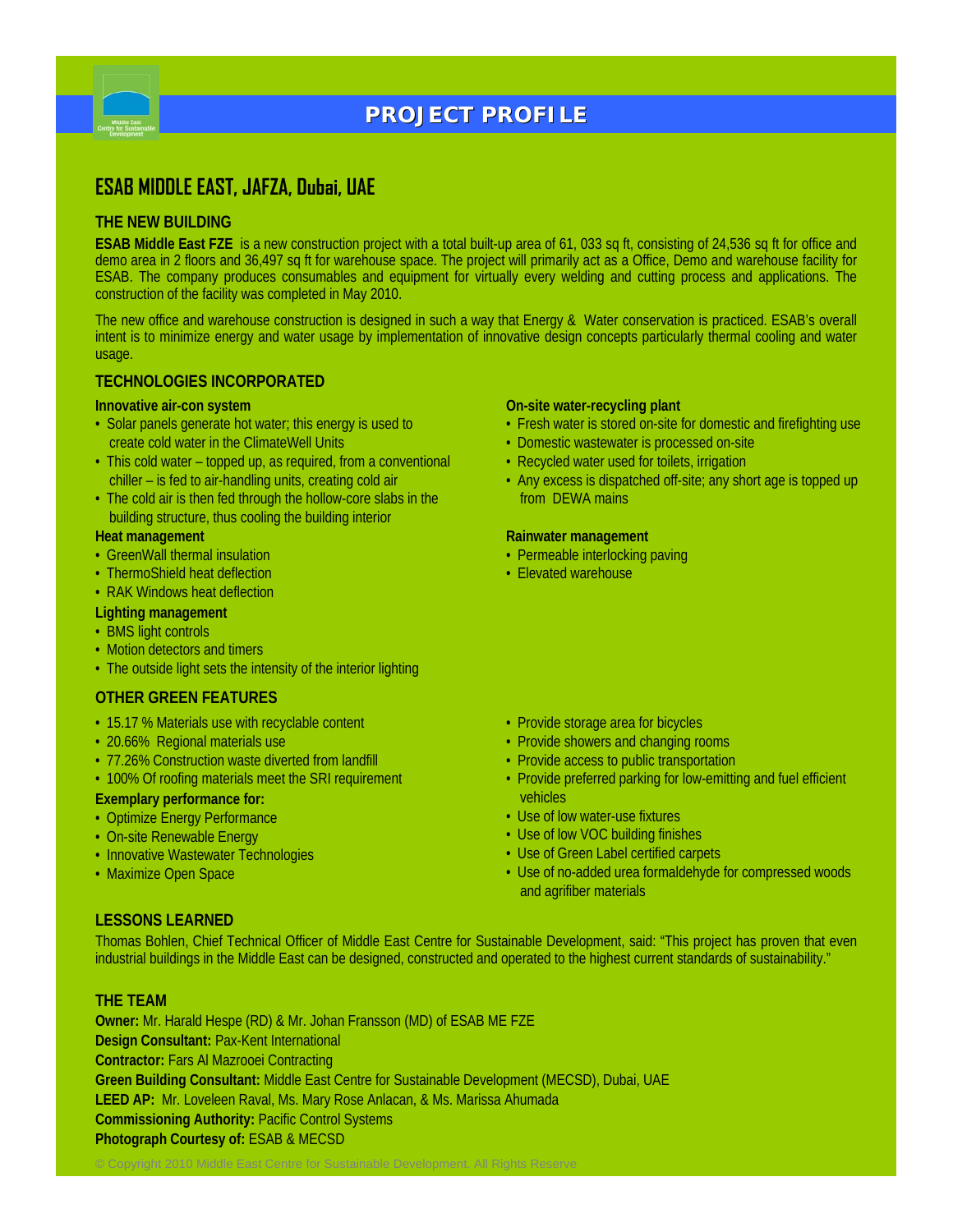# PROJECT PROFILE

## ESAB MIDDLE EAST, JAFZA, Dubai, UAE

### THE NEW BUILDING

**ESAB Middle East FZE** is a new construction project with a total built-up area of 61, 033 sq ft, consisting of 24,536 sq ft for office and demo area in 2 floors and 36,497 sq ft for warehouse space. The project will primarily act as a Office, Demo and warehouse facility for ESAB. The company produces consumables and equipment for virtually every welding and cutting process and applications. The construction of the facility was completed in May 2010.

The new office and warehouse construction is designed in such a way that Energy & Water conservation is practiced. ESAB's overall intent is to minimize energy and water usage by implementation of innovative design concepts particularly thermal cooling and water usage.

### TECHNOLOGIES INCORPORATED

**Innovative air-con system**

- Solar panels generate hot water; this energy is used to create cold water in the ClimateWell Units
- This cold water – topped up, as required, from a conventional chiller – is fed to air-handling units, creating cold air
- The cold air is then fed through the hollow-core slabs in the building structure, thus cooling the building interior

**Heat management**

- GreenWall thermal insulation
- ThermoShield heat deflection
- RAK Windows heat deflection

**Lighting management**

- BMS light controls
- Motion detectors and timers
- The outside light sets the intensity of the interior lighting

**On-site water-recycling plant**

- Fresh water is stored on-site for domestic and firefighting use
- Domestic wastewater is processed on-site
- Recycled water used for toilets, irrigation
- Any excess is dispatched off-site; any short age is topped up from DEWA mains

**Rainwater management**

- Permeable interlocking paving
- Elevated warehouse

### OTHER GREEN FEATURES

- 15.17 % Materials use with recyclable content
- 20.66% Regional materials use
- 77.26% Construction waste diverted from landfill
- 100% Of roofing materials meet the SRI requirement

**Exemplary performance for:**

- Optimize Energy Performance
- On-site Renewable Energy
- Innovative Wastewater Technologies
- Maximize Open Space

- Provide storage area for bicycles
- Provide showers and changing rooms
- Provide access to public transportation
- Provide preferred parking for low-emitting and fuel efficient vehicles
- Use of low water-use fixtures
- Use of low VOC building finishes
- Use of Green Label certified carpets
- Use of no-added urea formaldehyde for compressed woods and agrifiber materials

### LESSONS LEARNED

Thomas Bohlen, Chief Technical Officer of Middle East Centre for Sustainable Development, said: "This project has proven that even industrial buildings in the Middle East can be designed, constructed and operated to the highest current standards of sustainability."

### THE TEAM

**Owner:** Mr. Harald Hespe (RD) & Mr. Johan Fransson (MD) of ESAB ME FZE
**Design Consultant:** Pax-Kent International
**Contractor:** Fars Al Mazrooei Contracting
**Green Building Consultant:** Middle East Centre for Sustainable Development (MECSD), Dubai, UAE
**LEED AP:** Mr. Loveleen Raval, Ms. Mary Rose Anlacan, & Ms. Marissa Ahumada
**Commissioning Authority:** Pacific Control Systems
**Photograph Courtesy of:** ESAB & MECSD

© Copyright 2010 Middle East Centre for Sustainable Development. All Rights Reserve